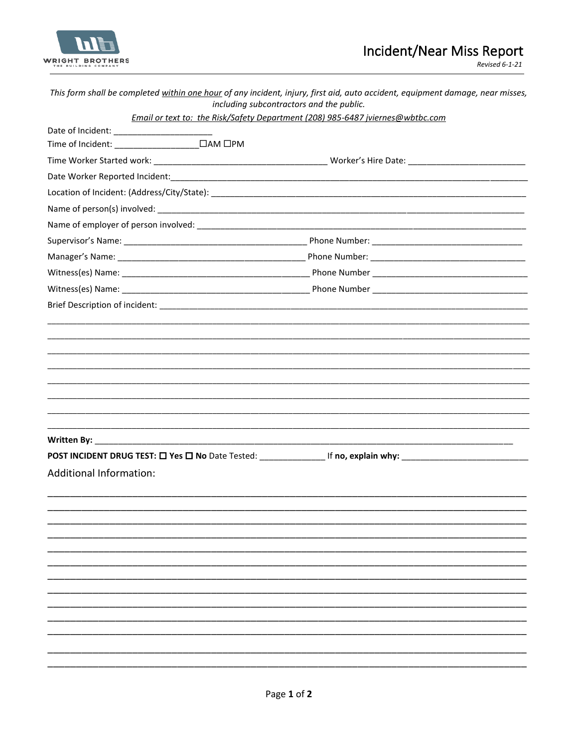WRIGHT BROTHERS
THE BUILDING COMPANY

# Incident/Near Miss Report

*Revised 6-1-21*

*This form shall be completed <u>within one hour</u> of any incident, injury, first aid, auto accident, equipment damage, near misses, including subcontractors and the public.*

*<u>Email or text to: the Risk/Safety Department (208) 985-6487 jviernes@wbtbc.com</u>*

Date of Incident: ____________________

Time of Incident: _________________ ☐AM ☐PM

Time Worker Started work: ____________________________________ Worker's Hire Date: _________________________

Date Worker Reported Incident:_____________________________________________________________________________

Location of Incident: (Address/City/State): ________________________________________________________________

Name of person(s) involved: _______________________________________________________________________

Name of employer of person involved: _______________________________________________________________

Supervisor's Name: ______________________________________ Phone Number: _______________________________

Manager's Name: ________________________________________ Phone Number: _______________________________

Witness(es) Name: ______________________________________ Phone Number _______________________________

Witness(es) Name: ______________________________________ Phone Number _______________________________

Brief Description of incident: _______________________________________________________________________

_____________________________________________________________________________________________

_____________________________________________________________________________________________

_____________________________________________________________________________________________

_____________________________________________________________________________________________

_____________________________________________________________________________________________

_____________________________________________________________________________________________

_____________________________________________________________________________________________

_____________________________________________________________________________________________

**Written By:** _______________________________________________________________________________________

**POST INCIDENT DRUG TEST:** ☐ **Yes** ☐ **No** Date Tested: ______________ If **no, explain why:** ___________________________

## Additional Information:

_____________________________________________________________________________________________

_____________________________________________________________________________________________

_____________________________________________________________________________________________

_____________________________________________________________________________________________

_____________________________________________________________________________________________

_____________________________________________________________________________________________

_____________________________________________________________________________________________

_____________________________________________________________________________________________

_____________________________________________________________________________________________

_____________________________________________________________________________________________

_____________________________________________________________________________________________

_____________________________________________________________________________________________

_____________________________________________________________________________________________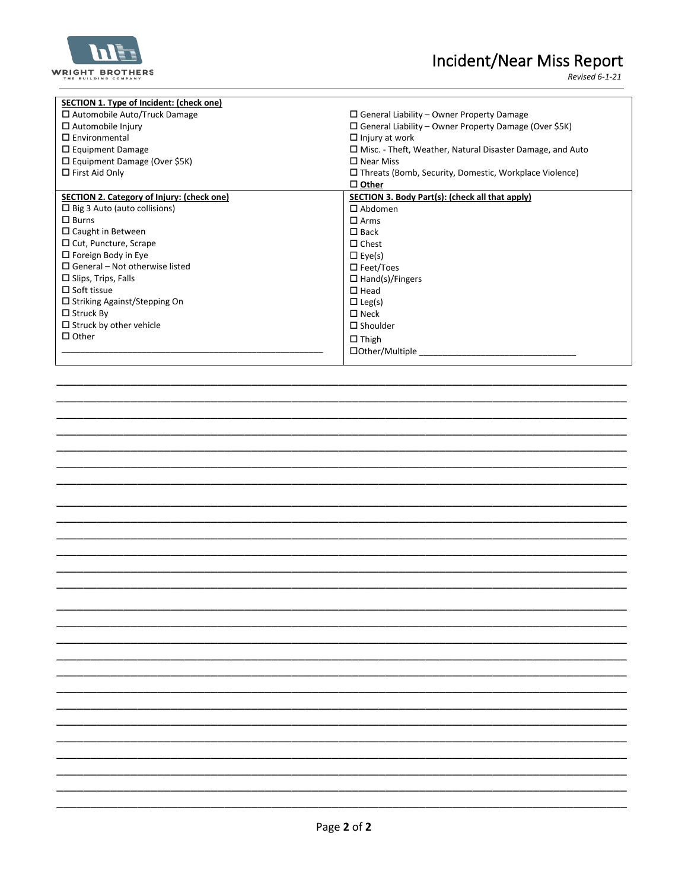# Incident/Near Miss Report

*Revised 6-1-21*

| **SECTION 1. Type of Incident: (check one)** | |
|---|---|
| ☐ Automobile Auto/Truck Damage | ☐ General Liability – Owner Property Damage |
| ☐ Automobile Injury | ☐ General Liability – Owner Property Damage (Over $5K) |
| ☐ Environmental | ☐ Injury at work |
| ☐ Equipment Damage | ☐ Misc. - Theft, Weather, Natural Disaster Damage, and Auto |
| ☐ Equipment Damage (Over $5K) | ☐ Near Miss |
| ☐ First Aid Only | ☐ Threats (Bomb, Security, Domestic, Workplace Violence) |
| | ☐ **Other** |

| **SECTION 2. Category of Injury: (check one)** | **SECTION 3. Body Part(s): (check all that apply)** |
|---|---|
| ☐ Big 3 Auto (auto collisions) | ☐ Abdomen |
| ☐ Burns | ☐ Arms |
| ☐ Caught in Between | ☐ Back |
| ☐ Cut, Puncture, Scrape | ☐ Chest |
| ☐ Foreign Body in Eye | ☐ Eye(s) |
| ☐ General – Not otherwise listed | ☐ Feet/Toes |
| ☐ Slips, Trips, Falls | ☐ Hand(s)/Fingers |
| ☐ Soft tissue | ☐ Head |
| ☐ Striking Against/Stepping On | ☐ Leg(s) |
| ☐ Struck By | ☐ Neck |
| ☐ Struck by other vehicle | ☐ Shoulder |
| ☐ Other | ☐ Thigh |
| ______________________________________ | ☐Other/Multiple ______________________________ |

______________________________________________________________________________

______________________________________________________________________________

______________________________________________________________________________

______________________________________________________________________________

______________________________________________________________________________

______________________________________________________________________________

______________________________________________________________________________

______________________________________________________________________________

______________________________________________________________________________

______________________________________________________________________________

______________________________________________________________________________

______________________________________________________________________________

______________________________________________________________________________

______________________________________________________________________________

______________________________________________________________________________

______________________________________________________________________________

______________________________________________________________________________

______________________________________________________________________________

______________________________________________________________________________

______________________________________________________________________________

______________________________________________________________________________

______________________________________________________________________________

______________________________________________________________________________

______________________________________________________________________________

______________________________________________________________________________

______________________________________________________________________________

______________________________________________________________________________